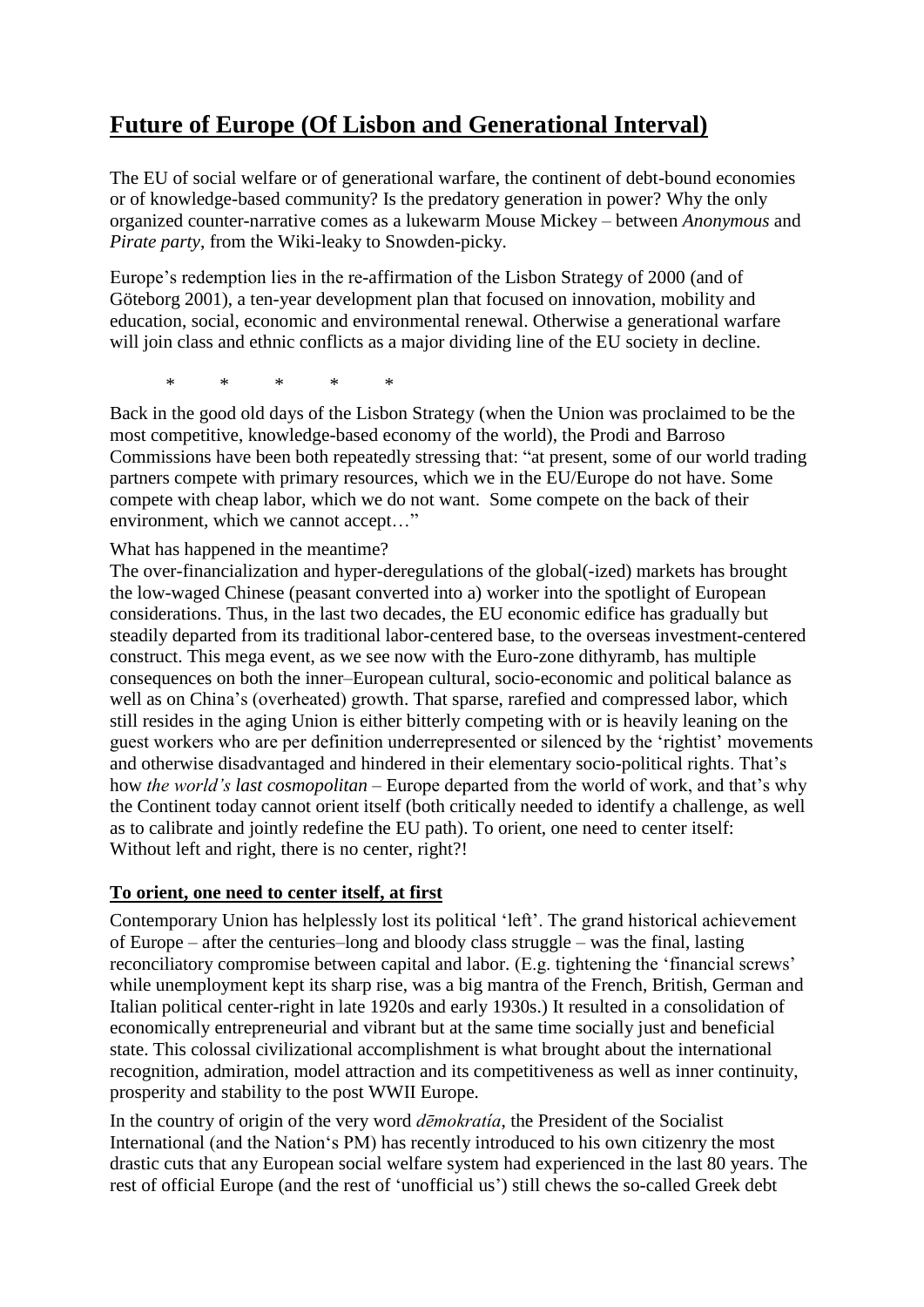# **Future of Europe (Of Lisbon and Generational Interval)**

The EU of social welfare or of generational warfare, the continent of debt-bound economies or of knowledge-based community? Is the predatory generation in power? Why the only organized counter-narrative comes as a lukewarm Mouse Mickey – between *Anonymous* and *Pirate party*, from the Wiki-leaky to Snowden-picky.

Europe's redemption lies in the re-affirmation of the Lisbon Strategy of 2000 (and of Göteborg 2001), a ten-year development plan that focused on innovation, mobility and education, social, economic and environmental renewal. Otherwise a generational warfare will join class and ethnic conflicts as a major dividing line of the EU society in decline.

\* \* \* \* \*

Back in the good old days of the Lisbon Strategy (when the Union was proclaimed to be the most competitive, knowledge-based economy of the world), the Prodi and Barroso Commissions have been both repeatedly stressing that: "at present, some of our world trading partners compete with primary resources, which we in the EU/Europe do not have. Some compete with cheap labor, which we do not want. Some compete on the back of their environment, which we cannot accept…"

What has happened in the meantime?

The over-financialization and hyper-deregulations of the global(-ized) markets has brought the low-waged Chinese (peasant converted into a) worker into the spotlight of European considerations. Thus, in the last two decades, the EU economic edifice has gradually but steadily departed from its traditional labor-centered base, to the overseas investment-centered construct. This mega event, as we see now with the Euro-zone dithyramb, has multiple consequences on both the inner–European cultural, socio-economic and political balance as well as on China's (overheated) growth. That sparse, rarefied and compressed labor, which still resides in the aging Union is either bitterly competing with or is heavily leaning on the guest workers who are per definition underrepresented or silenced by the 'rightist' movements and otherwise disadvantaged and hindered in their elementary socio-political rights. That's how *the world's last cosmopolitan* – Europe departed from the world of work, and that's why the Continent today cannot orient itself (both critically needed to identify a challenge, as well as to calibrate and jointly redefine the EU path). To orient, one need to center itself: Without left and right, there is no center, right?!

## **To orient, one need to center itself, at first**

Contemporary Union has helplessly lost its political 'left'. The grand historical achievement of Europe – after the centuries–long and bloody class struggle – was the final, lasting reconciliatory compromise between capital and labor. (E.g. tightening the 'financial screws' while unemployment kept its sharp rise, was a big mantra of the French, British, German and Italian political center-right in late 1920s and early 1930s.) It resulted in a consolidation of economically entrepreneurial and vibrant but at the same time socially just and beneficial state. This colossal civilizational accomplishment is what brought about the international recognition, admiration, model attraction and its competitiveness as well as inner continuity, prosperity and stability to the post WWII Europe.

In the country of origin of the very word *dēmokratía*, the President of the Socialist International (and the Nation's PM) has recently introduced to his own citizenry the most drastic cuts that any European social welfare system had experienced in the last 80 years. The rest of official Europe (and the rest of 'unofficial us') still chews the so-called Greek debt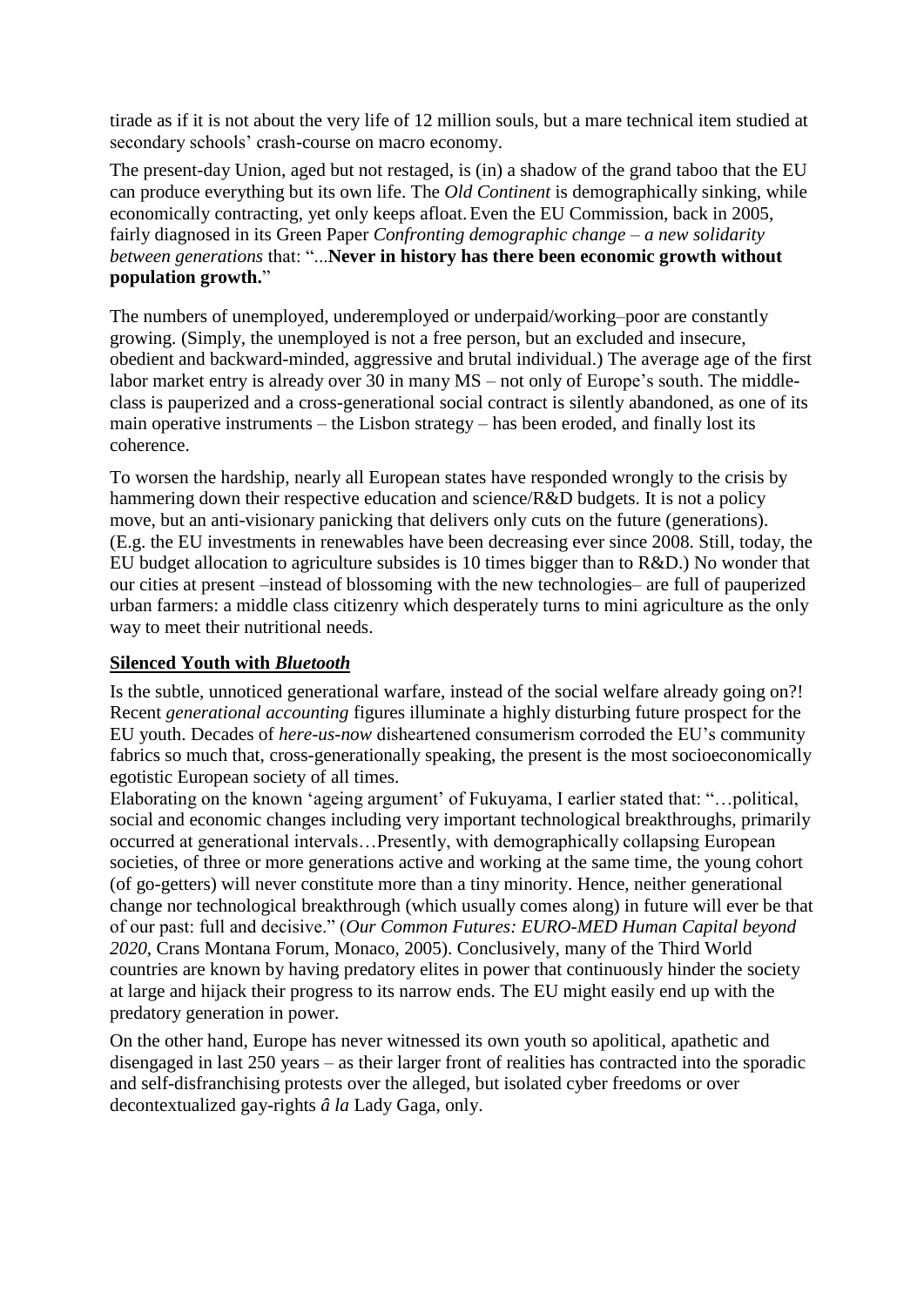tirade as if it is not about the very life of 12 million souls, but a mare technical item studied at secondary schools' crash-course on macro economy.

The present-day Union, aged but not restaged, is (in) a shadow of the grand taboo that the EU can produce everything but its own life. The *Old Continent* is demographically sinking, while economically contracting, yet only keeps afloat. Even the EU Commission, back in 2005, fairly diagnosed in its Green Paper *Confronting demographic change – a new solidarity between generations* that: "...**Never in history has there been economic growth without population growth.**"

The numbers of unemployed, underemployed or underpaid/working–poor are constantly growing. (Simply, the unemployed is not a free person, but an excluded and insecure, obedient and backward-minded, aggressive and brutal individual.) The average age of the first labor market entry is already over 30 in many MS – not only of Europe's south. The middle-class is pauperized and a cross-generational social contract is silently abandoned, as one of its main operative instruments – the Lisbon strategy – has been eroded, and finally lost its coherence.

To worsen the hardship, nearly all European states have responded wrongly to the crisis by hammering down their respective education and science/R&D budgets. It is not a policy move, but an anti-visionary panicking that delivers only cuts on the future (generations). (E.g. the EU investments in renewables have been decreasing ever since 2008. Still, today, the EU budget allocation to agriculture subsides is 10 times bigger than to R&D.) No wonder that our cities at present –instead of blossoming with the new technologies– are full of pauperized urban farmers: a middle class citizenry which desperately turns to mini agriculture as the only way to meet their nutritional needs.

## Silenced Youth with *Bluetooth*

Is the subtle, unnoticed generational warfare, instead of the social welfare already going on?! Recent *generational accounting* figures illuminate a highly disturbing future prospect for the EU youth. Decades of *here-us-now* disheartened consumerism corroded the EU's community fabrics so much that, cross-generationally speaking, the present is the most socioeconomically egotistic European society of all times.

Elaborating on the known 'ageing argument' of Fukuyama, I earlier stated that: "…political, social and economic changes including very important technological breakthroughs, primarily occurred at generational intervals…Presently, with demographically collapsing European societies, of three or more generations active and working at the same time, the young cohort (of go-getters) will never constitute more than a tiny minority. Hence, neither generational change nor technological breakthrough (which usually comes along) in future will ever be that of our past: full and decisive." (*Our Common Futures: EURO-MED Human Capital beyond 2020*, Crans Montana Forum, Monaco, 2005). Conclusively, many of the Third World countries are known by having predatory elites in power that continuously hinder the society at large and hijack their progress to its narrow ends. The EU might easily end up with the predatory generation in power.

On the other hand, Europe has never witnessed its own youth so apolitical, apathetic and disengaged in last 250 years – as their larger front of realities has contracted into the sporadic and self-disfranchising protests over the alleged, but isolated cyber freedoms or over decontextualized gay-rights *â la* Lady Gaga, only.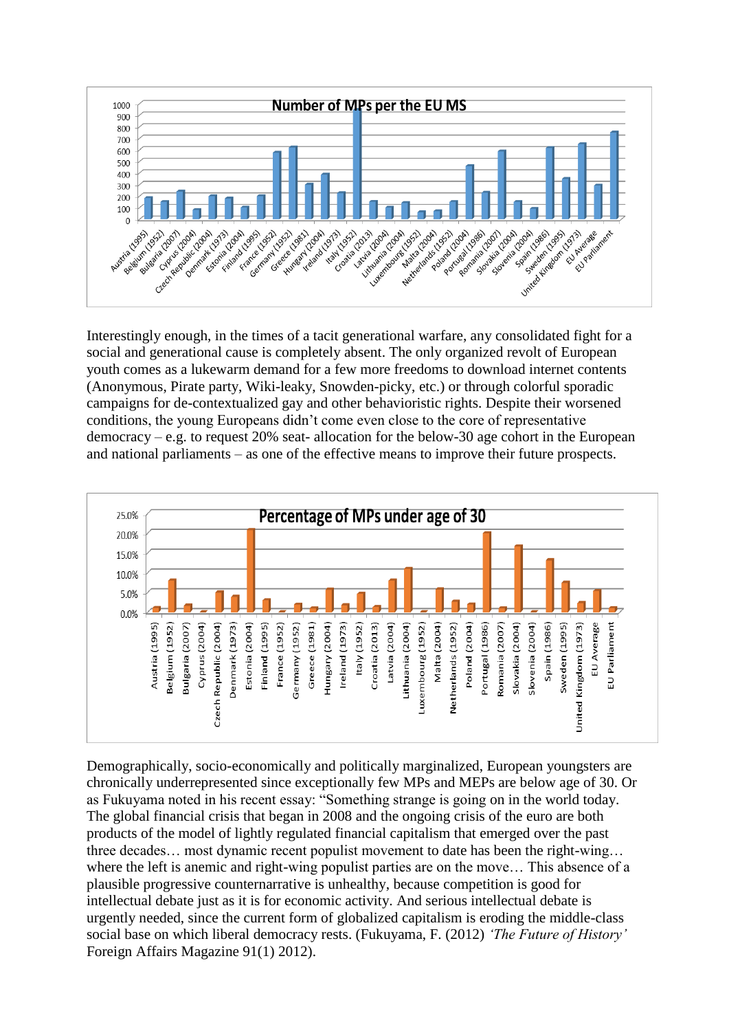Interestingly enough, in the times of a tacit generational warfare, any consolidated fight for a social and generational cause is completely absent. The only organized revolt of European youth comes as a lukewarm demand for a few more freedoms to download internet contents (Anonymous, Pirate party, Wiki-leaky, Snowden-picky, etc.) or through colorful sporadic campaigns for de-contextualized gay and other behavioristic rights. Despite their worsened conditions, the young Europeans didn't come even close to the core of representative democracy – e.g. to request 20% seat- allocation for the below-30 age cohort in the European and national parliaments – as one of the effective means to improve their future prospects.

Demographically, socio-economically and politically marginalized, European youngsters are chronically underrepresented since exceptionally few MPs and MEPs are below age of 30. Or as Fukuyama noted in his recent essay: "Something strange is going on in the world today. The global financial crisis that began in 2008 and the ongoing crisis of the euro are both products of the model of lightly regulated financial capitalism that emerged over the past three decades… most dynamic recent populist movement to date has been the right-wing… where the left is anemic and right-wing populist parties are on the move… This absence of a plausible progressive counternarrative is unhealthy, because competition is good for intellectual debate just as it is for economic activity. And serious intellectual debate is urgently needed, since the current form of globalized capitalism is eroding the middle-class social base on which liberal democracy rests. (Fukuyama, F. (2012) *'The Future of History'* Foreign Affairs Magazine 91(1) 2012).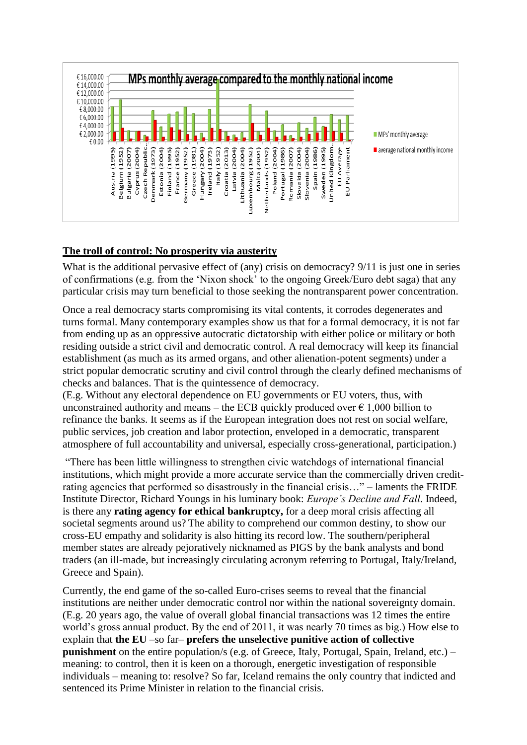**MPs monthly average compared to the monthly national income**

## The troll of control: No prosperity via austerity

What is the additional pervasive effect of (any) crisis on democracy? 9/11 is just one in series of confirmations (e.g. from the 'Nixon shock' to the ongoing Greek/Euro debt saga) that any particular crisis may turn beneficial to those seeking the nontransparent power concentration.

Once a real democracy starts compromising its vital contents, it corrodes degenerates and turns formal. Many contemporary examples show us that for a formal democracy, it is not far from ending up as an oppressive autocratic dictatorship with either police or military or both residing outside a strict civil and democratic control. A real democracy will keep its financial establishment (as much as its armed organs, and other alienation-potent segments) under a strict popular democratic scrutiny and civil control through the clearly defined mechanisms of checks and balances. That is the quintessence of democracy.
(E.g. Without any electoral dependence on EU governments or EU voters, thus, with unconstrained authority and means – the ECB quickly produced over € 1,000 billion to refinance the banks. It seems as if the European integration does not rest on social welfare, public services, job creation and labor protection, enveloped in a democratic, transparent atmosphere of full accountability and universal, especially cross-generational, participation.)

"There has been little willingness to strengthen civic watchdogs of international financial institutions, which might provide a more accurate service than the commercially driven credit-rating agencies that performed so disastrously in the financial crisis…" – laments the FRIDE Institute Director, Richard Youngs in his luminary book: *Europe's Decline and Fall*. Indeed, is there any **rating agency for ethical bankruptcy,** for a deep moral crisis affecting all societal segments around us? The ability to comprehend our common destiny, to show our cross-EU empathy and solidarity is also hitting its record low. The southern/peripheral member states are already pejoratively nicknamed as PIGS by the bank analysts and bond traders (an ill-made, but increasingly circulating acronym referring to Portugal, Italy/Ireland, Greece and Spain).

Currently, the end game of the so-called Euro-crises seems to reveal that the financial institutions are neither under democratic control nor within the national sovereignty domain. (E.g. 20 years ago, the value of overall global financial transactions was 12 times the entire world's gross annual product. By the end of 2011, it was nearly 70 times as big.) How else to explain that **the EU** –so far– **prefers the unselective punitive action of collective punishment** on the entire population/s (e.g. of Greece, Italy, Portugal, Spain, Ireland, etc.) – meaning: to control, then it is keen on a thorough, energetic investigation of responsible individuals – meaning to: resolve? So far, Iceland remains the only country that indicted and sentenced its Prime Minister in relation to the financial crisis.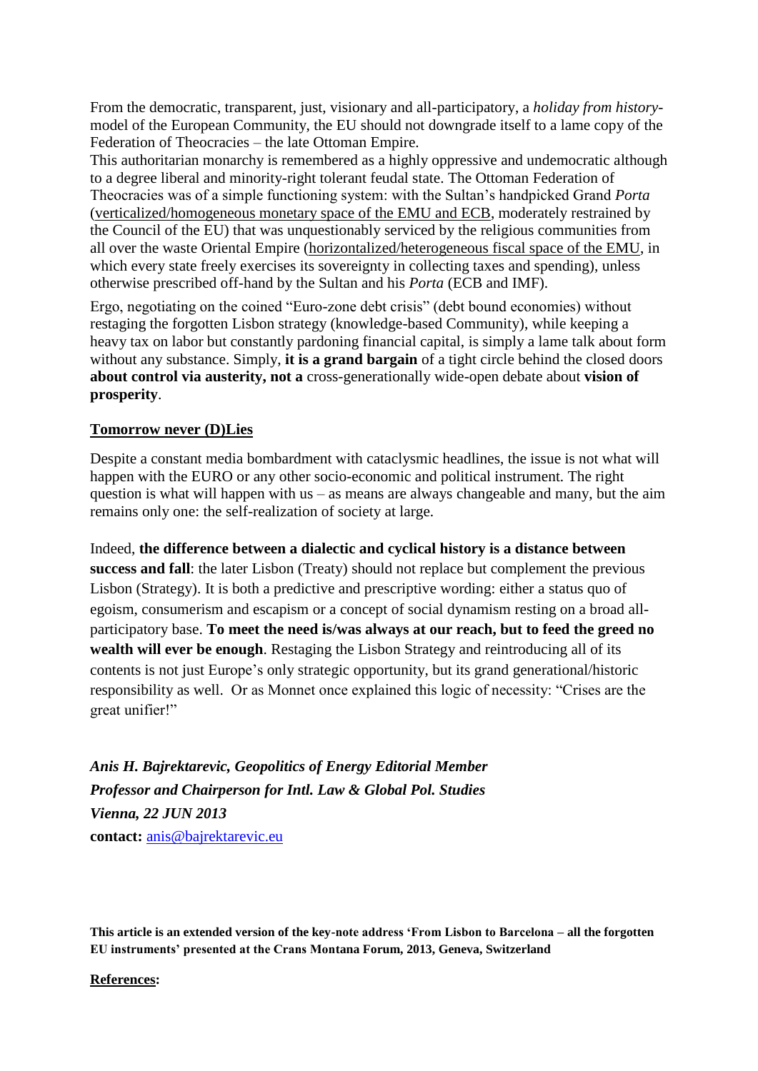From the democratic, transparent, just, visionary and all-participatory, a *holiday from history*-model of the European Community, the EU should not downgrade itself to a lame copy of the Federation of Theocracies – the late Ottoman Empire.
This authoritarian monarchy is remembered as a highly oppressive and undemocratic although to a degree liberal and minority-right tolerant feudal state. The Ottoman Federation of Theocracies was of a simple functioning system: with the Sultan's handpicked Grand *Porta* (verticalized/homogeneous monetary space of the EMU and ECB, moderately restrained by the Council of the EU) that was unquestionably serviced by the religious communities from all over the waste Oriental Empire (horizontalized/heterogeneous fiscal space of the EMU, in which every state freely exercises its sovereignty in collecting taxes and spending), unless otherwise prescribed off-hand by the Sultan and his *Porta* (ECB and IMF).

Ergo, negotiating on the coined "Euro-zone debt crisis" (debt bound economies) without restaging the forgotten Lisbon strategy (knowledge-based Community), while keeping a heavy tax on labor but constantly pardoning financial capital, is simply a lame talk about form without any substance. Simply, **it is a grand bargain** of a tight circle behind the closed doors **about control via austerity, not a** cross-generationally wide-open debate about **vision of prosperity**.

**Tomorrow never (D)Lies**

Despite a constant media bombardment with cataclysmic headlines, the issue is not what will happen with the EURO or any other socio-economic and political instrument. The right question is what will happen with us – as means are always changeable and many, but the aim remains only one: the self-realization of society at large.

Indeed, **the difference between a dialectic and cyclical history is a distance between success and fall**: the later Lisbon (Treaty) should not replace but complement the previous Lisbon (Strategy). It is both a predictive and prescriptive wording: either a status quo of egoism, consumerism and escapism or a concept of social dynamism resting on a broad all-participatory base. **To meet the need is/was always at our reach, but to feed the greed no wealth will ever be enough**. Restaging the Lisbon Strategy and reintroducing all of its contents is not just Europe's only strategic opportunity, but its grand generational/historic responsibility as well. Or as Monnet once explained this logic of necessity: "Crises are the great unifier!"

***Anis H. Bajrektarevic, Geopolitics of Energy Editorial Member***
***Professor and Chairperson for Intl. Law & Global Pol. Studies***
***Vienna, 22 JUN 2013***
**contact:** anis@bajrektarevic.eu

**This article is an extended version of the key-note address 'From Lisbon to Barcelona – all the forgotten EU instruments' presented at the Crans Montana Forum, 2013, Geneva, Switzerland**

**References:**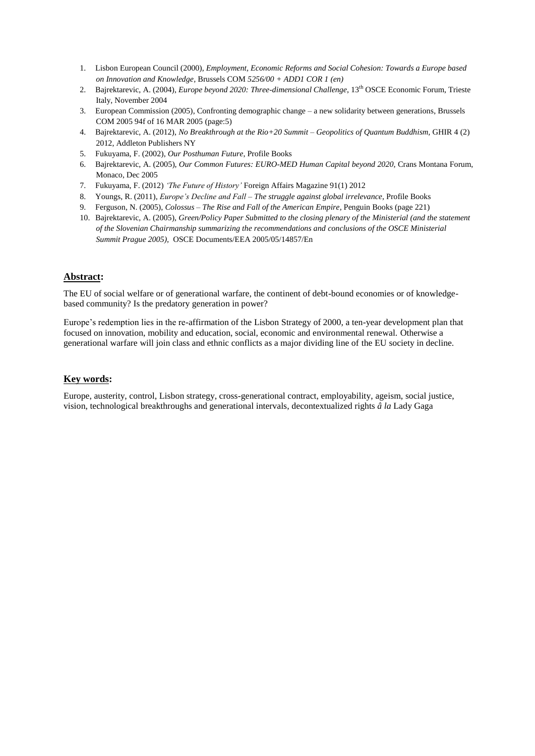1. Lisbon European Council (2000), *Employment, Economic Reforms and Social Cohesion: Towards a Europe based on Innovation and Knowledge*, Brussels COM *5256/00 + ADD1 COR 1 (en)*
2. Bajrektarevic, A. (2004), *Europe beyond 2020: Three-dimensional Challenge*, 13th OSCE Economic Forum, Trieste Italy, November 2004
3. European Commission (2005), Confronting demographic change – a new solidarity between generations, Brussels COM 2005 94f of 16 MAR 2005 (page:5)
4. Bajrektarevic, A. (2012), *No Breakthrough at the Rio+20 Summit – Geopolitics of Quantum Buddhism*, GHIR 4 (2) 2012, Addleton Publishers NY
5. Fukuyama, F. (2002), *Our Posthuman Future*, Profile Books
6. Bajrektarevic, A. (2005), *Our Common Futures: EURO-MED Human Capital beyond 2020*, Crans Montana Forum, Monaco, Dec 2005
7. Fukuyama, F. (2012) *'The Future of History'* Foreign Affairs Magazine 91(1) 2012
8. Youngs, R. (2011), *Europe's Decline and Fall – The struggle against global irrelevance*, Profile Books
9. Ferguson, N. (2005), *Colossus – The Rise and Fall of the American Empire*, Penguin Books (page 221)
10. Bajrektarevic, A. (2005), *Green/Policy Paper Submitted to the closing plenary of the Ministerial (and the statement of the Slovenian Chairmanship summarizing the recommendations and conclusions of the OSCE Ministerial Summit Prague 2005),* OSCE Documents/EEA 2005/05/14857/En

## Abstract:

The EU of social welfare or of generational warfare, the continent of debt-bound economies or of knowledge-based community? Is the predatory generation in power?

Europe's redemption lies in the re-affirmation of the Lisbon Strategy of 2000, a ten-year development plan that focused on innovation, mobility and education, social, economic and environmental renewal. Otherwise a generational warfare will join class and ethnic conflicts as a major dividing line of the EU society in decline.

## Key words:

Europe, austerity, control, Lisbon strategy, cross-generational contract, employability, ageism, social justice, vision, technological breakthroughs and generational intervals, decontextualized rights *â la* Lady Gaga